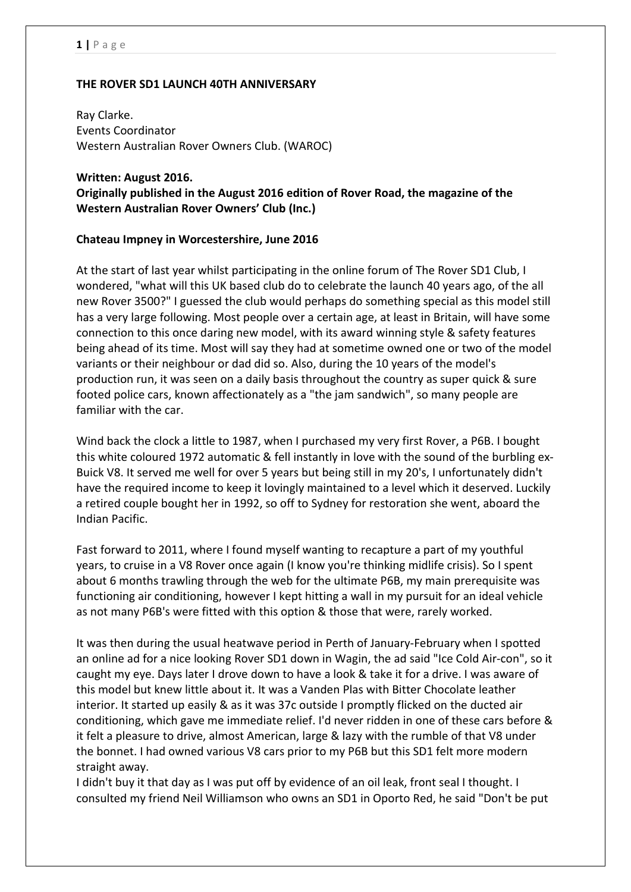**THE ROVER SD1 LAUNCH 40TH ANNIVERSARY**

Ray Clarke.
Events Coordinator
Western Australian Rover Owners Club. (WAROC)

**Written: August 2016.**
**Originally published in the August 2016 edition of Rover Road, the magazine of the Western Australian Rover Owners' Club (Inc.)**

**Chateau Impney in Worcestershire, June 2016**

At the start of last year whilst participating in the online forum of The Rover SD1 Club, I wondered, "what will this UK based club do to celebrate the launch 40 years ago, of the all new Rover 3500?" I guessed the club would perhaps do something special as this model still has a very large following. Most people over a certain age, at least in Britain, will have some connection to this once daring new model, with its award winning style & safety features being ahead of its time. Most will say they had at sometime owned one or two of the model variants or their neighbour or dad did so. Also, during the 10 years of the model's production run, it was seen on a daily basis throughout the country as super quick & sure footed police cars, known affectionately as a "the jam sandwich", so many people are familiar with the car.

Wind back the clock a little to 1987, when I purchased my very first Rover, a P6B. I bought this white coloured 1972 automatic & fell instantly in love with the sound of the burbling ex-Buick V8. It served me well for over 5 years but being still in my 20's, I unfortunately didn't have the required income to keep it lovingly maintained to a level which it deserved. Luckily a retired couple bought her in 1992, so off to Sydney for restoration she went, aboard the Indian Pacific.

Fast forward to 2011, where I found myself wanting to recapture a part of my youthful years, to cruise in a V8 Rover once again (I know you're thinking midlife crisis). So I spent about 6 months trawling through the web for the ultimate P6B, my main prerequisite was functioning air conditioning, however I kept hitting a wall in my pursuit for an ideal vehicle as not many P6B's were fitted with this option & those that were, rarely worked.

It was then during the usual heatwave period in Perth of January-February when I spotted an online ad for a nice looking Rover SD1 down in Wagin, the ad said "Ice Cold Air-con", so it caught my eye. Days later I drove down to have a look & take it for a drive. I was aware of this model but knew little about it. It was a Vanden Plas with Bitter Chocolate leather interior. It started up easily & as it was 37c outside I promptly flicked on the ducted air conditioning, which gave me immediate relief. I'd never ridden in one of these cars before & it felt a pleasure to drive, almost American, large & lazy with the rumble of that V8 under the bonnet. I had owned various V8 cars prior to my P6B but this SD1 felt more modern straight away.
I didn't buy it that day as I was put off by evidence of an oil leak, front seal I thought. I consulted my friend Neil Williamson who owns an SD1 in Oporto Red, he said "Don't be put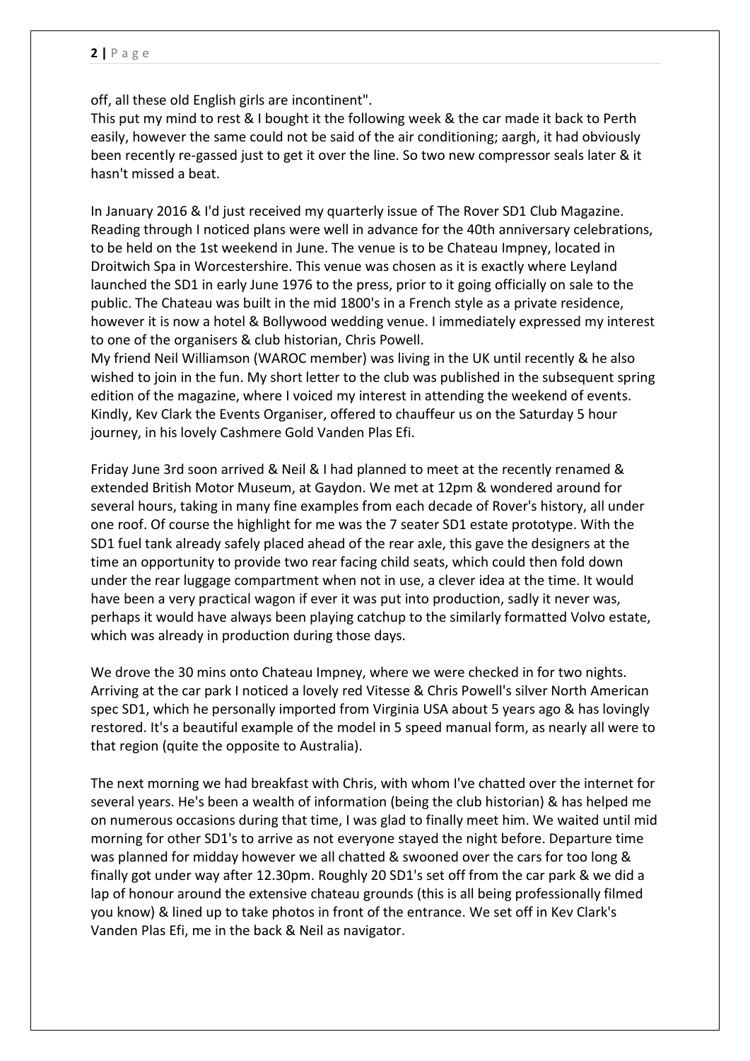off, all these old English girls are incontinent".
This put my mind to rest & I bought it the following week & the car made it back to Perth easily, however the same could not be said of the air conditioning; aargh, it had obviously been recently re-gassed just to get it over the line. So two new compressor seals later & it hasn't missed a beat.

In January 2016 & I'd just received my quarterly issue of The Rover SD1 Club Magazine. Reading through I noticed plans were well in advance for the 40th anniversary celebrations, to be held on the 1st weekend in June. The venue is to be Chateau Impney, located in Droitwich Spa in Worcestershire. This venue was chosen as it is exactly where Leyland launched the SD1 in early June 1976 to the press, prior to it going officially on sale to the public. The Chateau was built in the mid 1800's in a French style as a private residence, however it is now a hotel & Bollywood wedding venue. I immediately expressed my interest to one of the organisers & club historian, Chris Powell.
My friend Neil Williamson (WAROC member) was living in the UK until recently & he also wished to join in the fun. My short letter to the club was published in the subsequent spring edition of the magazine, where I voiced my interest in attending the weekend of events. Kindly, Kev Clark the Events Organiser, offered to chauffeur us on the Saturday 5 hour journey, in his lovely Cashmere Gold Vanden Plas Efi.

Friday June 3rd soon arrived & Neil & I had planned to meet at the recently renamed & extended British Motor Museum, at Gaydon. We met at 12pm & wondered around for several hours, taking in many fine examples from each decade of Rover's history, all under one roof. Of course the highlight for me was the 7 seater SD1 estate prototype. With the SD1 fuel tank already safely placed ahead of the rear axle, this gave the designers at the time an opportunity to provide two rear facing child seats, which could then fold down under the rear luggage compartment when not in use, a clever idea at the time. It would have been a very practical wagon if ever it was put into production, sadly it never was, perhaps it would have always been playing catchup to the similarly formatted Volvo estate, which was already in production during those days.

We drove the 30 mins onto Chateau Impney, where we were checked in for two nights. Arriving at the car park I noticed a lovely red Vitesse & Chris Powell's silver North American spec SD1, which he personally imported from Virginia USA about 5 years ago & has lovingly restored. It's a beautiful example of the model in 5 speed manual form, as nearly all were to that region (quite the opposite to Australia).

The next morning we had breakfast with Chris, with whom I've chatted over the internet for several years. He's been a wealth of information (being the club historian) & has helped me on numerous occasions during that time, I was glad to finally meet him. We waited until mid morning for other SD1's to arrive as not everyone stayed the night before. Departure time was planned for midday however we all chatted & swooned over the cars for too long & finally got under way after 12.30pm. Roughly 20 SD1's set off from the car park & we did a lap of honour around the extensive chateau grounds (this is all being professionally filmed you know) & lined up to take photos in front of the entrance. We set off in Kev Clark's Vanden Plas Efi, me in the back & Neil as navigator.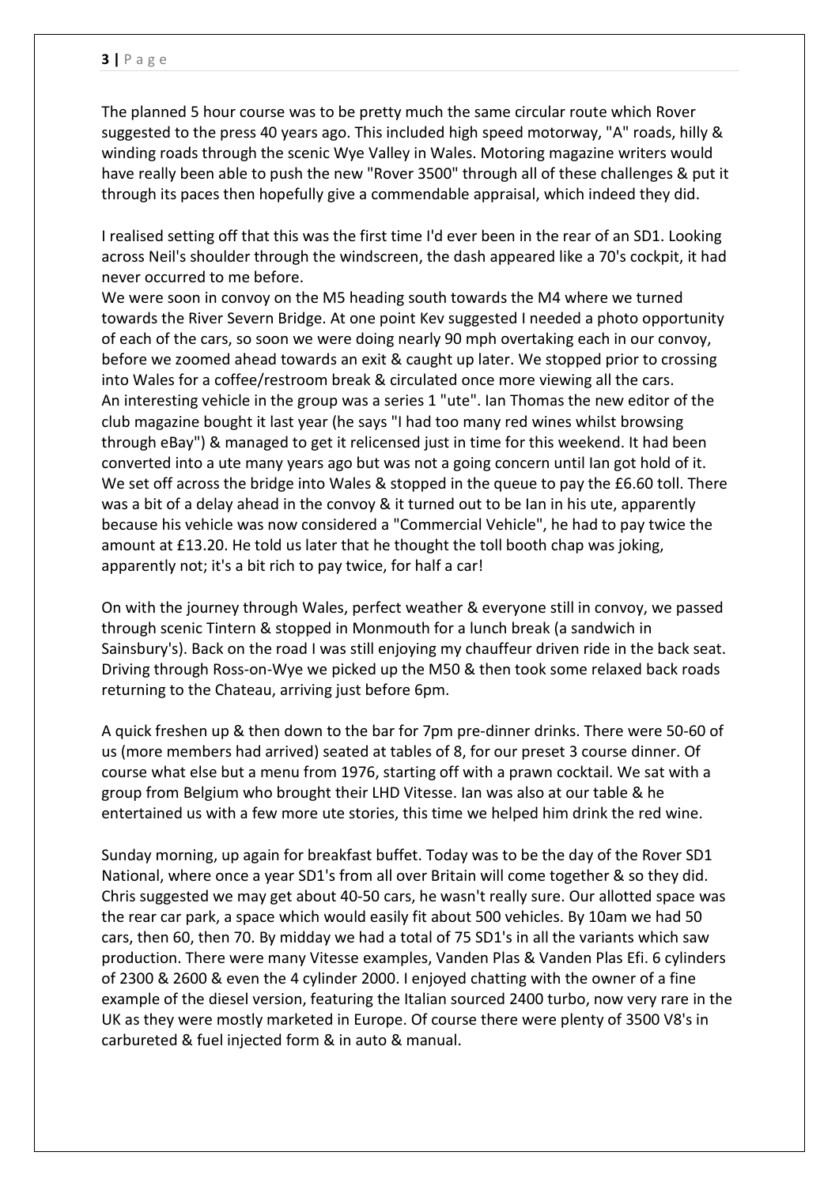The planned 5 hour course was to be pretty much the same circular route which Rover suggested to the press 40 years ago. This included high speed motorway, "A" roads, hilly & winding roads through the scenic Wye Valley in Wales. Motoring magazine writers would have really been able to push the new "Rover 3500" through all of these challenges & put it through its paces then hopefully give a commendable appraisal, which indeed they did.

I realised setting off that this was the first time I'd ever been in the rear of an SD1. Looking across Neil's shoulder through the windscreen, the dash appeared like a 70's cockpit, it had never occurred to me before.

We were soon in convoy on the M5 heading south towards the M4 where we turned towards the River Severn Bridge. At one point Kev suggested I needed a photo opportunity of each of the cars, so soon we were doing nearly 90 mph overtaking each in our convoy, before we zoomed ahead towards an exit & caught up later. We stopped prior to crossing into Wales for a coffee/restroom break & circulated once more viewing all the cars.

An interesting vehicle in the group was a series 1 "ute". Ian Thomas the new editor of the club magazine bought it last year (he says "I had too many red wines whilst browsing through eBay") & managed to get it relicensed just in time for this weekend. It had been converted into a ute many years ago but was not a going concern until Ian got hold of it. We set off across the bridge into Wales & stopped in the queue to pay the £6.60 toll. There was a bit of a delay ahead in the convoy & it turned out to be Ian in his ute, apparently because his vehicle was now considered a "Commercial Vehicle", he had to pay twice the amount at £13.20. He told us later that he thought the toll booth chap was joking, apparently not; it's a bit rich to pay twice, for half a car!

On with the journey through Wales, perfect weather & everyone still in convoy, we passed through scenic Tintern & stopped in Monmouth for a lunch break (a sandwich in Sainsbury's). Back on the road I was still enjoying my chauffeur driven ride in the back seat. Driving through Ross-on-Wye we picked up the M50 & then took some relaxed back roads returning to the Chateau, arriving just before 6pm.

A quick freshen up & then down to the bar for 7pm pre-dinner drinks. There were 50-60 of us (more members had arrived) seated at tables of 8, for our preset 3 course dinner. Of course what else but a menu from 1976, starting off with a prawn cocktail. We sat with a group from Belgium who brought their LHD Vitesse. Ian was also at our table & he entertained us with a few more ute stories, this time we helped him drink the red wine.

Sunday morning, up again for breakfast buffet. Today was to be the day of the Rover SD1 National, where once a year SD1's from all over Britain will come together & so they did. Chris suggested we may get about 40-50 cars, he wasn't really sure. Our allotted space was the rear car park, a space which would easily fit about 500 vehicles. By 10am we had 50 cars, then 60, then 70. By midday we had a total of 75 SD1's in all the variants which saw production. There were many Vitesse examples, Vanden Plas & Vanden Plas Efi. 6 cylinders of 2300 & 2600 & even the 4 cylinder 2000. I enjoyed chatting with the owner of a fine example of the diesel version, featuring the Italian sourced 2400 turbo, now very rare in the UK as they were mostly marketed in Europe. Of course there were plenty of 3500 V8's in carbureted & fuel injected form & in auto & manual.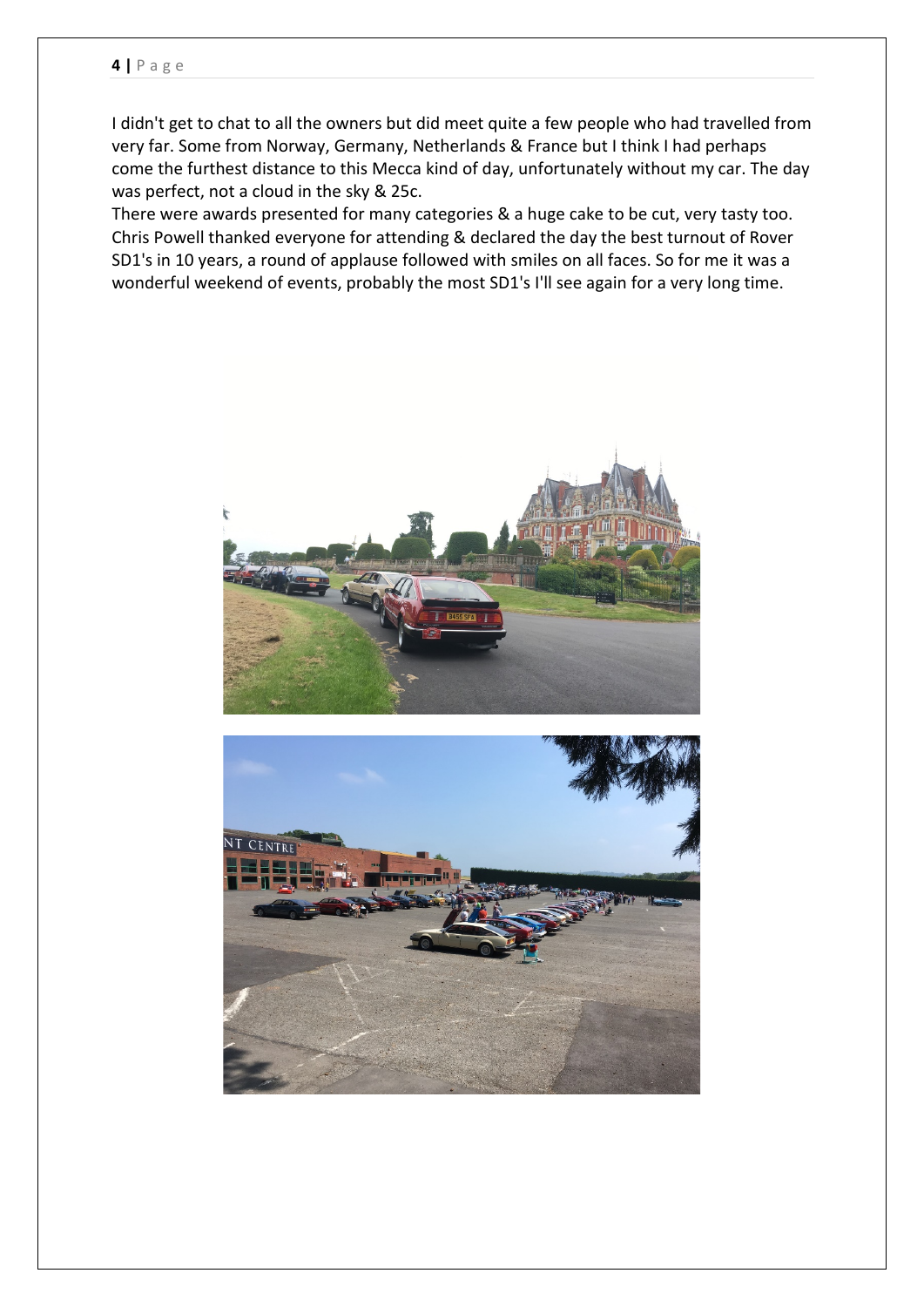I didn't get to chat to all the owners but did meet quite a few people who had travelled from very far. Some from Norway, Germany, Netherlands & France but I think I had perhaps come the furthest distance to this Mecca kind of day, unfortunately without my car. The day was perfect, not a cloud in the sky & 25c.

There were awards presented for many categories & a huge cake to be cut, very tasty too. Chris Powell thanked everyone for attending & declared the day the best turnout of Rover SD1's in 10 years, a round of applause followed with smiles on all faces. So for me it was a wonderful weekend of events, probably the most SD1's I'll see again for a very long time.